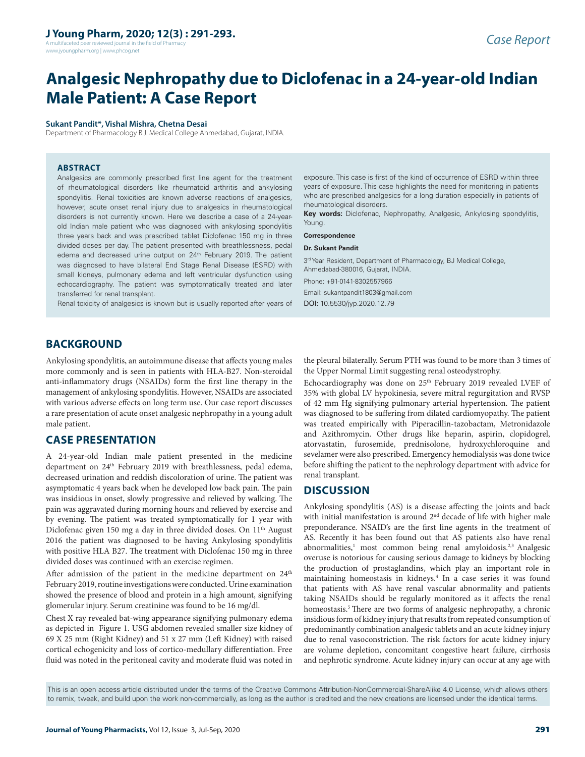Case Report

# Analgesic Nephropathy due to Diclofenac in a 24-year-old Indian Male Patient: A Case Report

**Sukant Pandit*, Vishal Mishra, Chetna Desai**

Department of Pharmacology B.J. Medical College Ahmedabad, Gujarat, INDIA.

### ABSTRACT

Analgesics are commonly prescribed first line agent for the treatment of rheumatological disorders like rheumatoid arthritis and ankylosing spondylitis. Renal toxicities are known adverse reactions of analgesics, however, acute onset renal injury due to analgesics in rheumatological disorders is not currently known. Here we describe a case of a 24-year-old Indian male patient who was diagnosed with ankylosing spondylitis three years back and was prescribed tablet Diclofenac 150 mg in three divided doses per day. The patient presented with breathlessness, pedal edema and decreased urine output on 24[th] February 2019. The patient was diagnosed to have bilateral End Stage Renal Disease (ESRD) with small kidneys, pulmonary edema and left ventricular dysfunction using echocardiography. The patient was symptomatically treated and later transferred for renal transplant.

Renal toxicity of analgesics is known but is usually reported after years of exposure. This case is first of the kind of occurrence of ESRD within three years of exposure. This case highlights the need for monitoring in patients who are prescribed analgesics for a long duration especially in patients of rheumatological disorders.

**Key words:** Diclofenac, Nephropathy, Analgesic, Ankylosing spondylitis, Young.

**Correspondence**

**Dr. Sukant Pandit**

3[rd] Year Resident, Department of Pharmacology, BJ Medical College, Ahmedabad-380016, Gujarat, INDIA.

Phone: +91-0141-8302557966

Email: sukantpandit1803@gmail.com

DOI: 10.5530/jyp.2020.12.79

## BACKGROUND

Ankylosing spondylitis, an autoimmune disease that affects young males more commonly and is seen in patients with HLA-B27. Non-steroidal anti-inflammatory drugs (NSAIDs) form the first line therapy in the management of ankylosing spondylitis. However, NSAIDs are associated with various adverse effects on long term use. Our case report discusses a rare presentation of acute onset analgesic nephropathy in a young adult male patient.

## CASE PRESENTATION

A 24-year-old Indian male patient presented in the medicine department on 24[th] February 2019 with breathlessness, pedal edema, decreased urination and reddish discoloration of urine. The patient was asymptomatic 4 years back when he developed low back pain. The pain was insidious in onset, slowly progressive and relieved by walking. The pain was aggravated during morning hours and relieved by exercise and by evening. The patient was treated symptomatically for 1 year with Diclofenac given 150 mg a day in three divided doses. On 11[th] August 2016 the patient was diagnosed to be having Ankylosing spondylitis with positive HLA B27. The treatment with Diclofenac 150 mg in three divided doses was continued with an exercise regimen.

After admission of the patient in the medicine department on 24[th] February 2019, routine investigations were conducted. Urine examination showed the presence of blood and protein in a high amount, signifying glomerular injury. Serum creatinine was found to be 16 mg/dl.

Chest X ray revealed bat-wing appearance signifying pulmonary edema as depicted in Figure 1. USG abdomen revealed smaller size kidney of 69 X 25 mm (Right Kidney) and 51 x 27 mm (Left Kidney) with raised cortical echogenicity and loss of cortico-medullary differentiation. Free fluid was noted in the peritoneal cavity and moderate fluid was noted in the pleural bilaterally. Serum PTH was found to be more than 3 times of the Upper Normal Limit suggesting renal osteodystrophy.

Echocardiography was done on 25[th] February 2019 revealed LVEF of 35% with global LV hypokinesia, severe mitral regurgitation and RVSP of 42 mm Hg signifying pulmonary arterial hypertension. The patient was diagnosed to be suffering from dilated cardiomyopathy. The patient was treated empirically with Piperacillin-tazobactam, Metronidazole and Azithromycin. Other drugs like heparin, aspirin, clopidogrel, atorvastatin, furosemide, prednisolone, hydroxychloroquine and sevelamer were also prescribed. Emergency hemodialysis was done twice before shifting the patient to the nephrology department with advice for renal transplant.

## DISCUSSION

Ankylosing spondylitis (AS) is a disease affecting the joints and back with initial manifestation is around 2[nd] decade of life with higher male preponderance. NSAID's are the first line agents in the treatment of AS. Recently it has been found out that AS patients also have renal abnormalities,[1] most common being renal amyloidosis.[2,3] Analgesic overuse is notorious for causing serious damage to kidneys by blocking the production of prostaglandins, which play an important role in maintaining homeostasis in kidneys.[4] In a case series it was found that patients with AS have renal vascular abnormality and patients taking NSAIDs should be regularly monitored as it affects the renal homeostasis.[5] There are two forms of analgesic nephropathy, a chronic insidious form of kidney injury that results from repeated consumption of predominantly combination analgesic tablets and an acute kidney injury due to renal vasoconstriction. The risk factors for acute kidney injury are volume depletion, concomitant congestive heart failure, cirrhosis and nephrotic syndrome. Acute kidney injury can occur at any age with

This is an open access article distributed under the terms of the Creative Commons Attribution-NonCommercial-ShareAlike 4.0 License, which allows others to remix, tweak, and build upon the work non-commercially, as long as the author is credited and the new creations are licensed under the identical terms.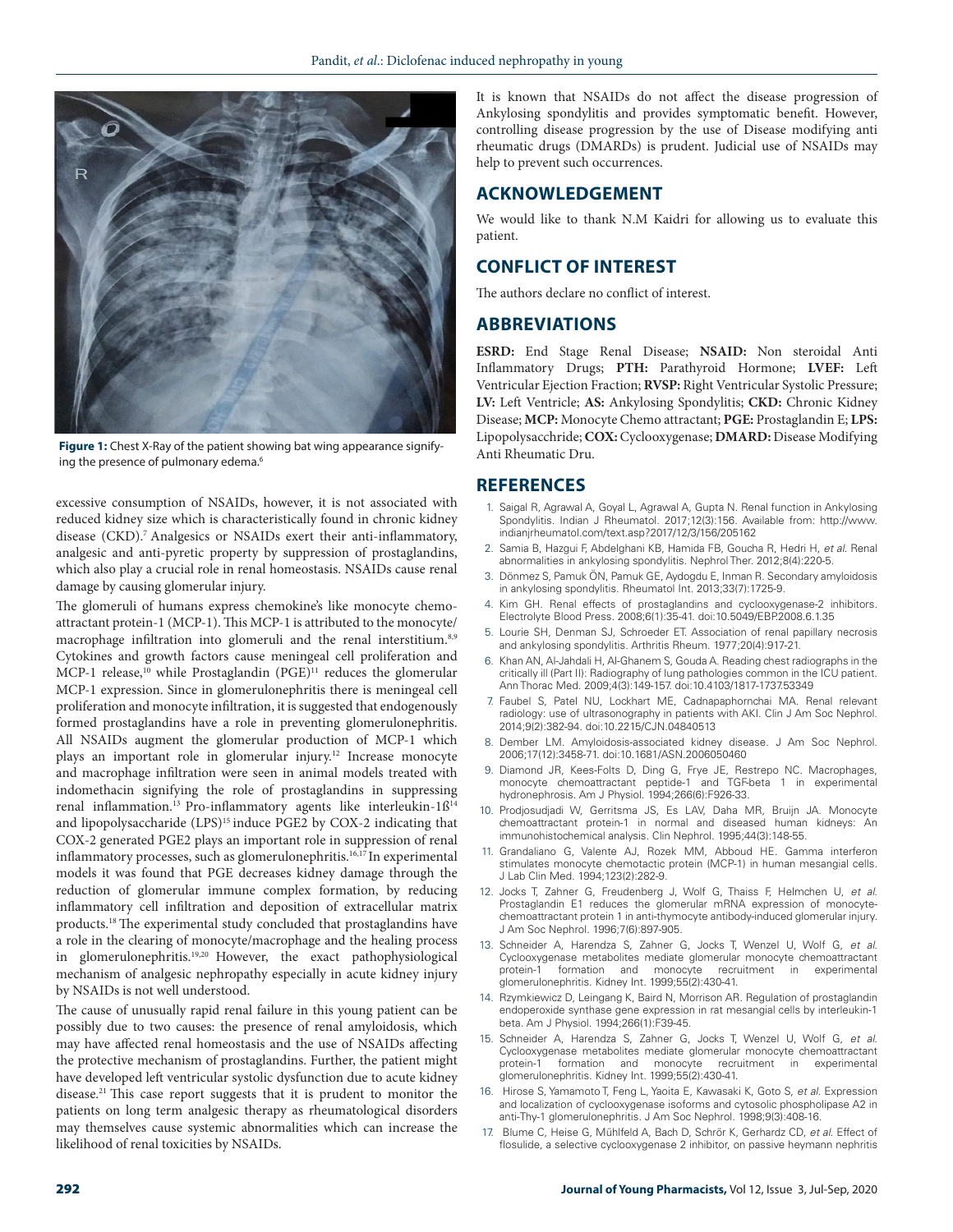Figure 1: Chest X-Ray of the patient showing bat wing appearance signifying the presence of pulmonary edema.[6]

excessive consumption of NSAIDs, however, it is not associated with reduced kidney size which is characteristically found in chronic kidney disease (CKD).[7] Analgesics or NSAIDs exert their anti-inflammatory, analgesic and anti-pyretic property by suppression of prostaglandins, which also play a crucial role in renal homeostasis. NSAIDs cause renal damage by causing glomerular injury.

The glomeruli of humans express chemokine's like monocyte chemoattractant protein-1 (MCP-1). This MCP-1 is attributed to the monocyte/macrophage infiltration into glomeruli and the renal interstitium.[8,9] Cytokines and growth factors cause meningeal cell proliferation and MCP-1 release,[10] while Prostaglandin (PGE)[11] reduces the glomerular MCP-1 expression. Since in glomerulonephritis there is meningeal cell proliferation and monocyte infiltration, it is suggested that endogenously formed prostaglandins have a role in preventing glomerulonephritis. All NSAIDs augment the glomerular production of MCP-1 which plays an important role in glomerular injury.[12] Increase monocyte and macrophage infiltration were seen in animal models treated with indomethacin signifying the role of prostaglandins in suppressing renal inflammation.[13] Pro-inflammatory agents like interleukin-1ß[14] and lipopolysaccharide (LPS)[15] induce PGE2 by COX-2 indicating that COX-2 generated PGE2 plays an important role in suppression of renal inflammatory processes, such as glomerulonephritis.[16,17] In experimental models it was found that PGE decreases kidney damage through the reduction of glomerular immune complex formation, by reducing inflammatory cell infiltration and deposition of extracellular matrix products.[18] The experimental study concluded that prostaglandins have a role in the clearing of monocyte/macrophage and the healing process in glomerulonephritis.[19,20] However, the exact pathophysiological mechanism of analgesic nephropathy especially in acute kidney injury by NSAIDs is not well understood.

The cause of unusually rapid renal failure in this young patient can be possibly due to two causes: the presence of renal amyloidosis, which may have affected renal homeostasis and the use of NSAIDs affecting the protective mechanism of prostaglandins. Further, the patient might have developed left ventricular systolic dysfunction due to acute kidney disease.[21] This case report suggests that it is prudent to monitor the patients on long term analgesic therapy as rheumatological disorders may themselves cause systemic abnormalities which can increase the likelihood of renal toxicities by NSAIDs.

It is known that NSAIDs do not affect the disease progression of Ankylosing spondylitis and provides symptomatic benefit. However, controlling disease progression by the use of Disease modifying anti rheumatic drugs (DMARDs) is prudent. Judicial use of NSAIDs may help to prevent such occurrences.

## ACKNOWLEDGEMENT

We would like to thank N.M Kaidri for allowing us to evaluate this patient.

## CONFLICT OF INTEREST

The authors declare no conflict of interest.

## ABBREVIATIONS

**ESRD:** End Stage Renal Disease; **NSAID:** Non steroidal Anti Inflammatory Drugs; **PTH:** Parathyroid Hormone; **LVEF:** Left Ventricular Ejection Fraction; **RVSP:** Right Ventricular Systolic Pressure; **LV:** Left Ventricle; **AS:** Ankylosing Spondylitis; **CKD:** Chronic Kidney Disease; **MCP:** Monocyte Chemo attractant; **PGE:** Prostaglandin E; **LPS:** Lipopolysacchride; **COX:** Cyclooxygenase; **DMARD:** Disease Modifying Anti Rheumatic Dru.

## REFERENCES

1. Saigal R, Agrawal A, Goyal L, Agrawal A, Gupta N. Renal function in Ankylosing Spondylitis. Indian J Rheumatol. 2017;12(3):156. Available from: http://www.indianjrheumatol.com/text.asp?2017/12/3/156/205162
2. Samia B, Hazgui F, Abdelghani KB, Hamida FB, Goucha R, Hedri H, *et al.* Renal abnormalities in ankylosing spondylitis. Nephrol Ther. 2012;8(4):220-5.
3. Dönmez S, Pamuk ÖN, Pamuk GE, Aydogdu E, Inman R. Secondary amyloidosis in ankylosing spondylitis. Rheumatol Int. 2013;33(7):1725-9.
4. Kim GH. Renal effects of prostaglandins and cyclooxygenase-2 inhibitors. Electrolyte Blood Press. 2008;6(1):35-41. doi:10.5049/EBP.2008.6.1.35
5. Lourie SH, Denman SJ, Schroeder ET. Association of renal papillary necrosis and ankylosing spondylitis. Arthritis Rheum. 1977;20(4):917-21.
6. Khan AN, Al-Jahdali H, Al-Ghanem S, Gouda A. Reading chest radiographs in the critically ill (Part II): Radiography of lung pathologies common in the ICU patient. Ann Thorac Med. 2009;4(3):149-157. doi:10.4103/1817-1737.53349
7. Faubel S, Patel NU, Lockhart ME, Cadnapaphornchai MA. Renal relevant radiology: use of ultrasonography in patients with AKI. Clin J Am Soc Nephrol. 2014;9(2):382-94. doi:10.2215/CJN.04840513
8. Dember LM. Amyloidosis-associated kidney disease. J Am Soc Nephrol. 2006;17(12):3458-71. doi:10.1681/ASN.2006050460
9. Diamond JR, Kees-Folts D, Ding G, Frye JE, Restrepo NC. Macrophages, monocyte chemoattractant peptide-1 and TGF-beta 1 in experimental hydronephrosis. Am J Physiol. 1994;266(6):F926-33.
10. Prodjosudjadi W, Gerritsma JS, Es LAV, Daha MR, Bruijn JA. Monocyte chemoattractant protein-1 in normal and diseased human kidneys: An immunohistochemical analysis. Clin Nephrol. 1995;44(3):148-55.
11. Grandaliano G, Valente AJ, Rozek MM, Abboud HE. Gamma interferon stimulates monocyte chemotactic protein (MCP-1) in human mesangial cells. J Lab Clin Med. 1994;123(2):282-9.
12. Jocks T, Zahner G, Freudenberg J, Wolf G, Thaiss F, Helmchen U, *et al.* Prostaglandin E1 reduces the glomerular mRNA expression of monocyte-chemoattractant protein 1 in anti-thymocyte antibody-induced glomerular injury. J Am Soc Nephrol. 1996;7(6):897-905.
13. Schneider A, Harendza S, Zahner G, Jocks T, Wenzel U, Wolf G, *et al.* Cyclooxygenase metabolites mediate glomerular monocyte chemoattractant protein-1 formation and monocyte recruitment in experimental glomerulonephritis. Kidney Int. 1999;55(2):430-41.
14. Rzymkiewicz D, Leingang K, Baird N, Morrison AR. Regulation of prostaglandin endoperoxide synthase gene expression in rat mesangial cells by interleukin-1 beta. Am J Physiol. 1994;266(1):F39-45.
15. Schneider A, Harendza S, Zahner G, Jocks T, Wenzel U, Wolf G, *et al.* Cyclooxygenase metabolites mediate glomerular monocyte chemoattractant protein-1 formation and monocyte recruitment in experimental glomerulonephritis. Kidney Int. 1999;55(2):430-41.
16. Hirose S, Yamamoto T, Feng L, Yaoita E, Kawasaki K, Goto S, *et al.* Expression and localization of cyclooxygenase isoforms and cytosolic phospholipase A2 in anti-Thy-1 glomerulonephritis. J Am Soc Nephrol. 1998;9(3):408-16.
17. Blume C, Heise G, Mühlfeld A, Bach D, Schrör K, Gerhardz CD, *et al.* Effect of flosulide, a selective cyclooxygenase 2 inhibitor, on passive heymann nephritis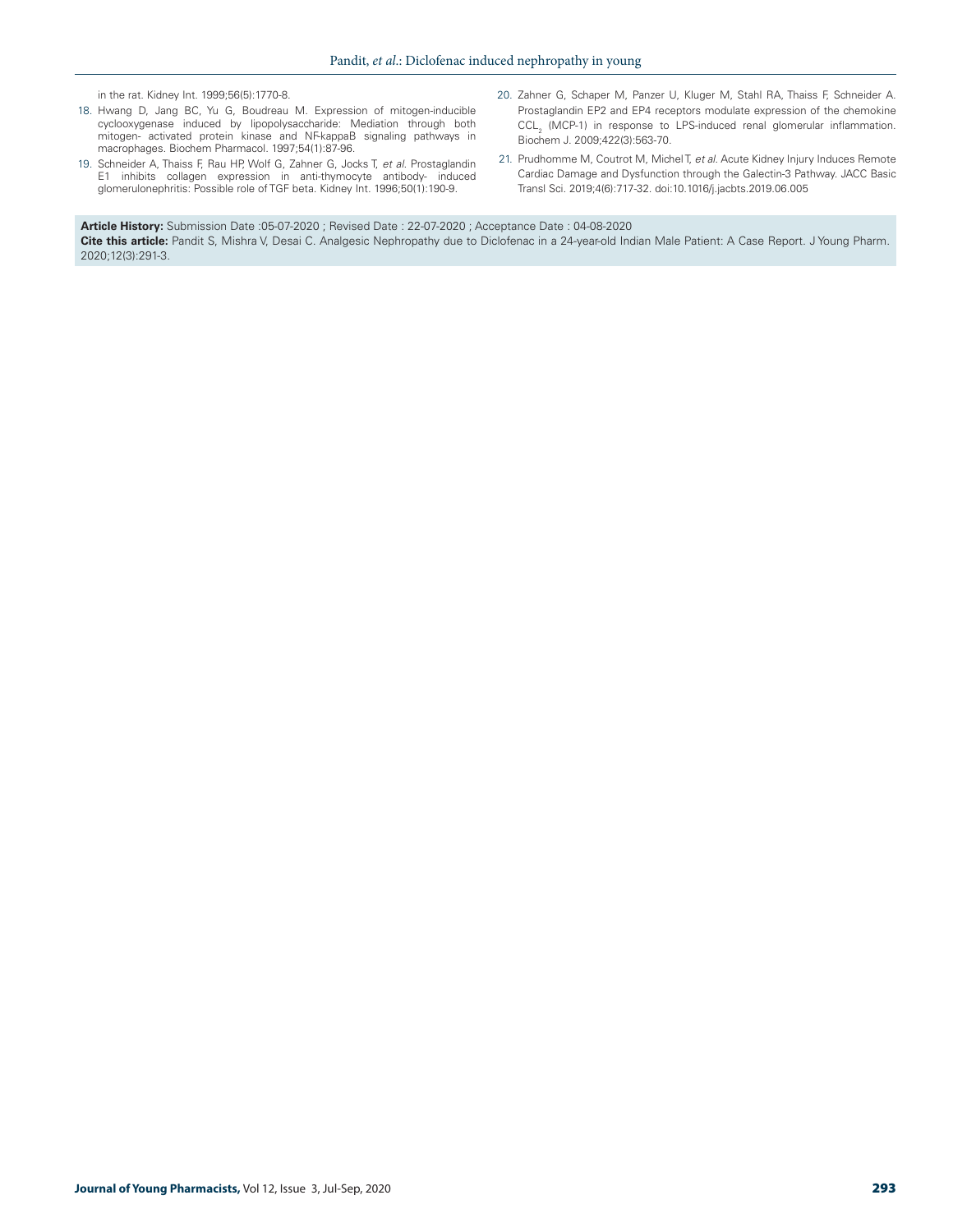in the rat. Kidney Int. 1999;56(5):1770-8.

18. Hwang D, Jang BC, Yu G, Boudreau M. Expression of mitogen-inducible cyclooxygenase induced by lipopolysaccharide: Mediation through both mitogen- activated protein kinase and NF-kappaB signaling pathways in macrophages. Biochem Pharmacol. 1997;54(1):87-96.
19. Schneider A, Thaiss F, Rau HP, Wolf G, Zahner G, Jocks T, *et al.* Prostaglandin E1 inhibits collagen expression in anti-thymocyte antibody- induced glomerulonephritis: Possible role of TGF beta. Kidney Int. 1996;50(1):190-9.
20. Zahner G, Schaper M, Panzer U, Kluger M, Stahl RA, Thaiss F, Schneider A. Prostaglandin EP2 and EP4 receptors modulate expression of the chemokine $CCL_2$ (MCP-1) in response to LPS-induced renal glomerular inflammation. Biochem J. 2009;422(3):563-70.
21. Prudhomme M, Coutrot M, Michel T, *et al.* Acute Kidney Injury Induces Remote Cardiac Damage and Dysfunction through the Galectin-3 Pathway. JACC Basic Transl Sci. 2019;4(6):717-32. doi:10.1016/j.jacbts.2019.06.005

**Article History:** Submission Date :05-07-2020 ; Revised Date : 22-07-2020 ; Acceptance Date : 04-08-2020

**Cite this article:** Pandit S, Mishra V, Desai C. Analgesic Nephropathy due to Diclofenac in a 24-year-old Indian Male Patient: A Case Report. J Young Pharm. 2020;12(3):291-3.